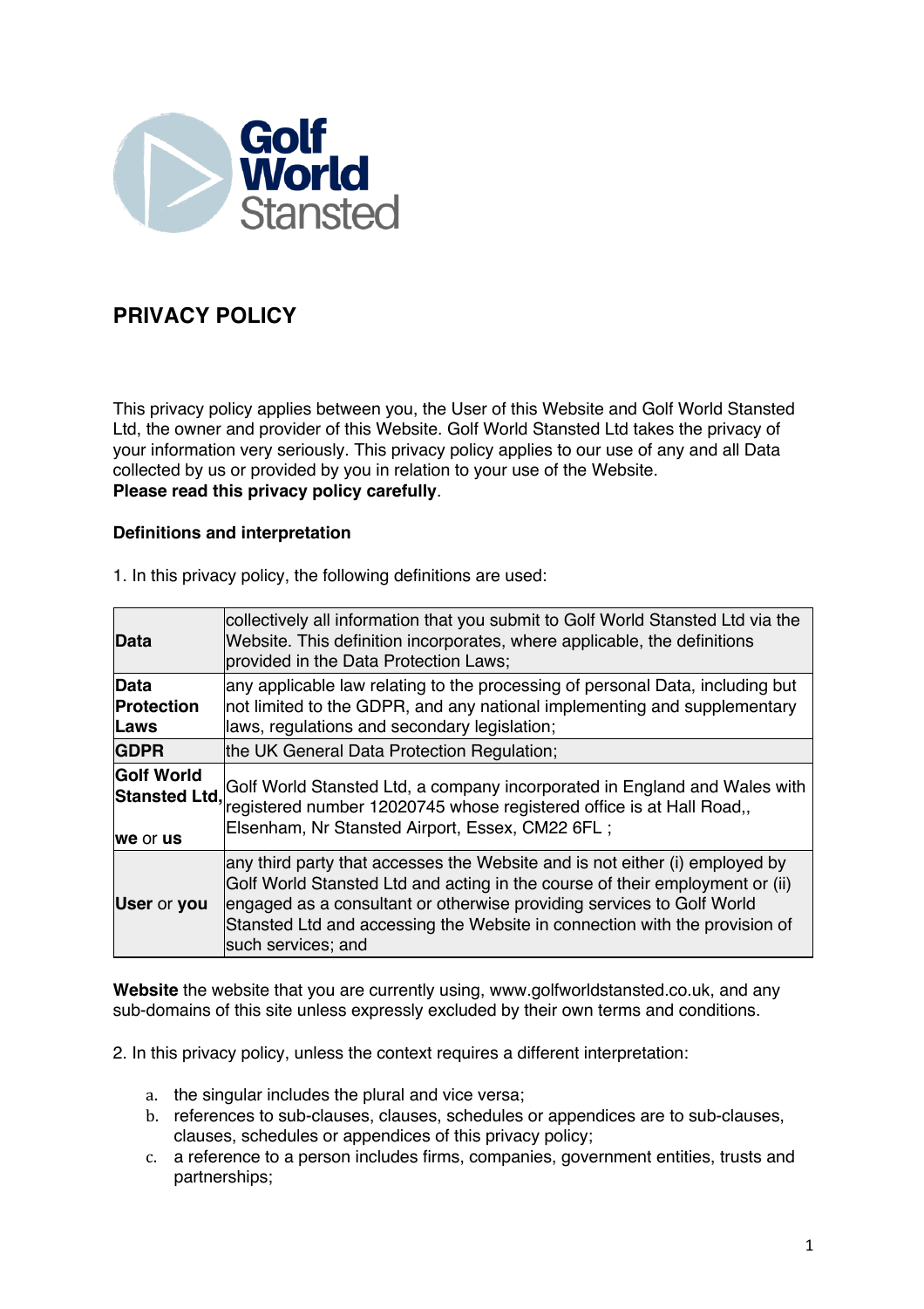Golf World Stansted

# PRIVACY POLICY

This privacy policy applies between you, the User of this Website and Golf World Stansted Ltd, the owner and provider of this Website. Golf World Stansted Ltd takes the privacy of your information very seriously. This privacy policy applies to our use of any and all Data collected by us or provided by you in relation to your use of the Website.
**Please read this privacy policy carefully**.

### Definitions and interpretation

1. In this privacy policy, the following definitions are used:

| | |
|---|---|
| **Data** | collectively all information that you submit to Golf World Stansted Ltd via the Website. This definition incorporates, where applicable, the definitions provided in the Data Protection Laws; |
| **Data Protection Laws** | any applicable law relating to the processing of personal Data, including but not limited to the GDPR, and any national implementing and supplementary laws, regulations and secondary legislation; |
| **GDPR** | the UK General Data Protection Regulation; |
| **Golf World Stansted Ltd,** **we** or **us** | Golf World Stansted Ltd, a company incorporated in England and Wales with registered number 12020745 whose registered office is at Hall Road,, Elsenham, Nr Stansted Airport, Essex, CM22 6FL ; |
| **User** or **you** | any third party that accesses the Website and is not either (i) employed by Golf World Stansted Ltd and acting in the course of their employment or (ii) engaged as a consultant or otherwise providing services to Golf World Stansted Ltd and accessing the Website in connection with the provision of such services; and |

**Website** the website that you are currently using, www.golfworldstansted.co.uk, and any sub-domains of this site unless expressly excluded by their own terms and conditions.

2. In this privacy policy, unless the context requires a different interpretation:

a. the singular includes the plural and vice versa;
b. references to sub-clauses, clauses, schedules or appendices are to sub-clauses, clauses, schedules or appendices of this privacy policy;
c. a reference to a person includes firms, companies, government entities, trusts and partnerships;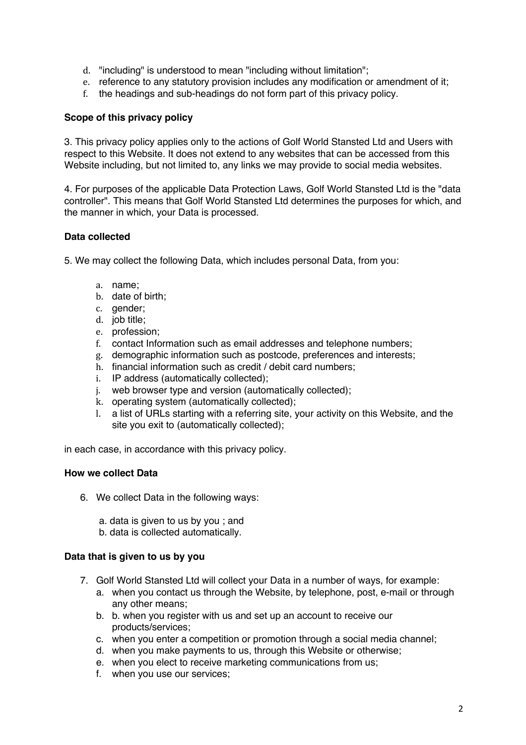d. "including" is understood to mean "including without limitation";
e. reference to any statutory provision includes any modification or amendment of it;
f. the headings and sub-headings do not form part of this privacy policy.

**Scope of this privacy policy**

3. This privacy policy applies only to the actions of Golf World Stansted Ltd and Users with respect to this Website. It does not extend to any websites that can be accessed from this Website including, but not limited to, any links we may provide to social media websites.

4. For purposes of the applicable Data Protection Laws, Golf World Stansted Ltd is the "data controller". This means that Golf World Stansted Ltd determines the purposes for which, and the manner in which, your Data is processed.

**Data collected**

5. We may collect the following Data, which includes personal Data, from you:

a. name;
b. date of birth;
c. gender;
d. job title;
e. profession;
f. contact Information such as email addresses and telephone numbers;
g. demographic information such as postcode, preferences and interests;
h. financial information such as credit / debit card numbers;
i. IP address (automatically collected);
j. web browser type and version (automatically collected);
k. operating system (automatically collected);
l. a list of URLs starting with a referring site, your activity on this Website, and the site you exit to (automatically collected);

in each case, in accordance with this privacy policy.

**How we collect Data**

6. We collect Data in the following ways:

a. data is given to us by you ; and
b. data is collected automatically.

**Data that is given to us by you**

7. Golf World Stansted Ltd will collect your Data in a number of ways, for example:
   a. when you contact us through the Website, by telephone, post, e-mail or through any other means;
   b. b. when you register with us and set up an account to receive our products/services;
   c. when you enter a competition or promotion through a social media channel;
   d. when you make payments to us, through this Website or otherwise;
   e. when you elect to receive marketing communications from us;
   f. when you use our services;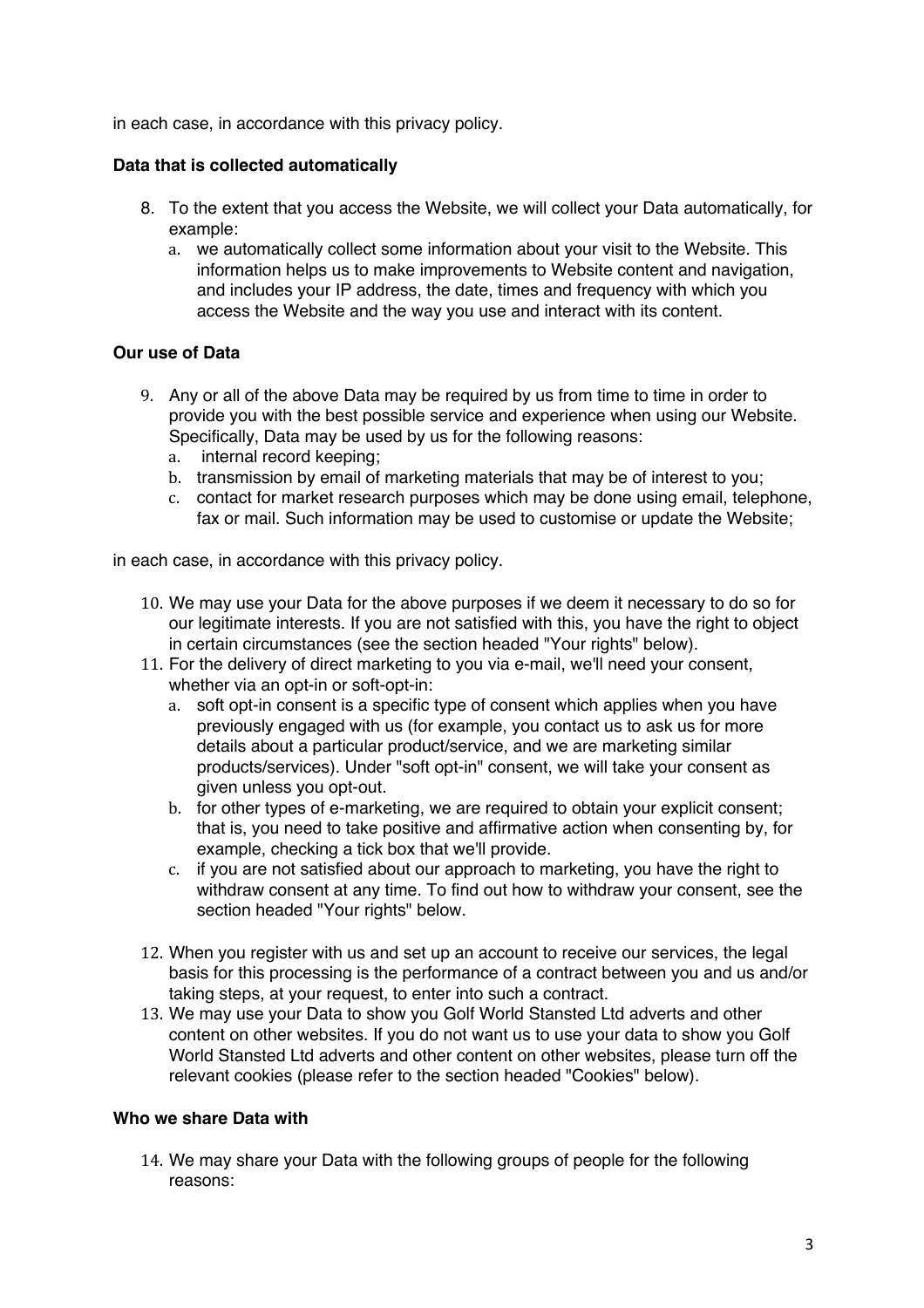in each case, in accordance with this privacy policy.

**Data that is collected automatically**

8. To the extent that you access the Website, we will collect your Data automatically, for example:
   a. we automatically collect some information about your visit to the Website. This information helps us to make improvements to Website content and navigation, and includes your IP address, the date, times and frequency with which you access the Website and the way you use and interact with its content.

**Our use of Data**

9. Any or all of the above Data may be required by us from time to time in order to provide you with the best possible service and experience when using our Website. Specifically, Data may be used by us for the following reasons:
   a. internal record keeping;
   b. transmission by email of marketing materials that may be of interest to you;
   c. contact for market research purposes which may be done using email, telephone, fax or mail. Such information may be used to customise or update the Website;

in each case, in accordance with this privacy policy.

10. We may use your Data for the above purposes if we deem it necessary to do so for our legitimate interests. If you are not satisfied with this, you have the right to object in certain circumstances (see the section headed "Your rights" below).
11. For the delivery of direct marketing to you via e-mail, we'll need your consent, whether via an opt-in or soft-opt-in:
    a. soft opt-in consent is a specific type of consent which applies when you have previously engaged with us (for example, you contact us to ask us for more details about a particular product/service, and we are marketing similar products/services). Under "soft opt-in" consent, we will take your consent as given unless you opt-out.
    b. for other types of e-marketing, we are required to obtain your explicit consent; that is, you need to take positive and affirmative action when consenting by, for example, checking a tick box that we'll provide.
    c. if you are not satisfied about our approach to marketing, you have the right to withdraw consent at any time. To find out how to withdraw your consent, see the section headed "Your rights" below.
12. When you register with us and set up an account to receive our services, the legal basis for this processing is the performance of a contract between you and us and/or taking steps, at your request, to enter into such a contract.
13. We may use your Data to show you Golf World Stansted Ltd adverts and other content on other websites. If you do not want us to use your data to show you Golf World Stansted Ltd adverts and other content on other websites, please turn off the relevant cookies (please refer to the section headed "Cookies" below).

**Who we share Data with**

14. We may share your Data with the following groups of people for the following reasons: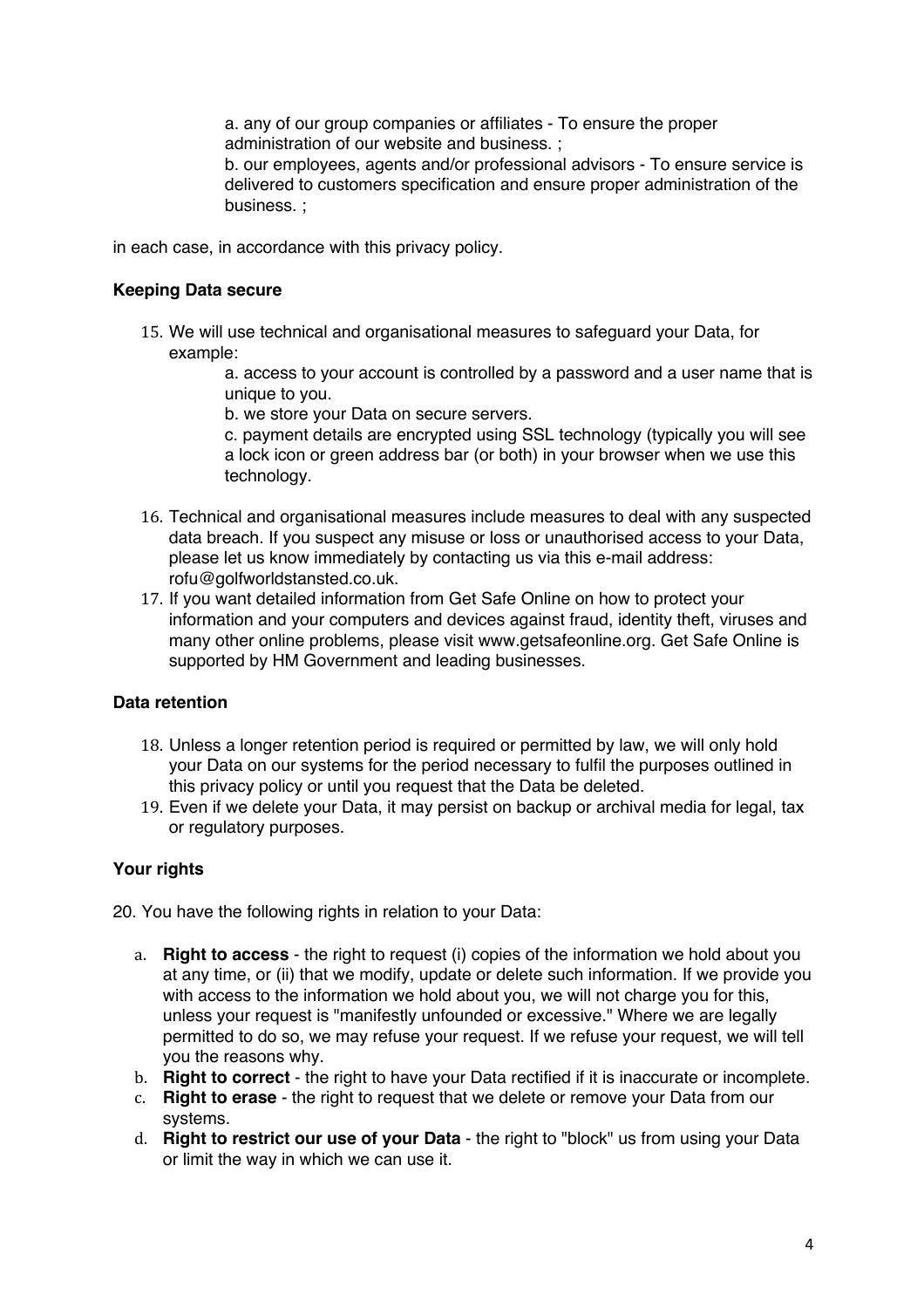a. any of our group companies or affiliates - To ensure the proper administration of our website and business. ;

b. our employees, agents and/or professional advisors - To ensure service is delivered to customers specification and ensure proper administration of the business. ;

in each case, in accordance with this privacy policy.

**Keeping Data secure**

15. We will use technical and organisational measures to safeguard your Data, for example:

    a. access to your account is controlled by a password and a user name that is unique to you.

    b. we store your Data on secure servers.

    c. payment details are encrypted using SSL technology (typically you will see a lock icon or green address bar (or both) in your browser when we use this technology.

16. Technical and organisational measures include measures to deal with any suspected data breach. If you suspect any misuse or loss or unauthorised access to your Data, please let us know immediately by contacting us via this e-mail address: rofu@golfworldstansted.co.uk.
17. If you want detailed information from Get Safe Online on how to protect your information and your computers and devices against fraud, identity theft, viruses and many other online problems, please visit www.getsafeonline.org. Get Safe Online is supported by HM Government and leading businesses.

**Data retention**

18. Unless a longer retention period is required or permitted by law, we will only hold your Data on our systems for the period necessary to fulfil the purposes outlined in this privacy policy or until you request that the Data be deleted.
19. Even if we delete your Data, it may persist on backup or archival media for legal, tax or regulatory purposes.

**Your rights**

20. You have the following rights in relation to your Data:

a. **Right to access** - the right to request (i) copies of the information we hold about you at any time, or (ii) that we modify, update or delete such information. If we provide you with access to the information we hold about you, we will not charge you for this, unless your request is "manifestly unfounded or excessive." Where we are legally permitted to do so, we may refuse your request. If we refuse your request, we will tell you the reasons why.

b. **Right to correct** - the right to have your Data rectified if it is inaccurate or incomplete.

c. **Right to erase** - the right to request that we delete or remove your Data from our systems.

d. **Right to restrict our use of your Data** - the right to "block" us from using your Data or limit the way in which we can use it.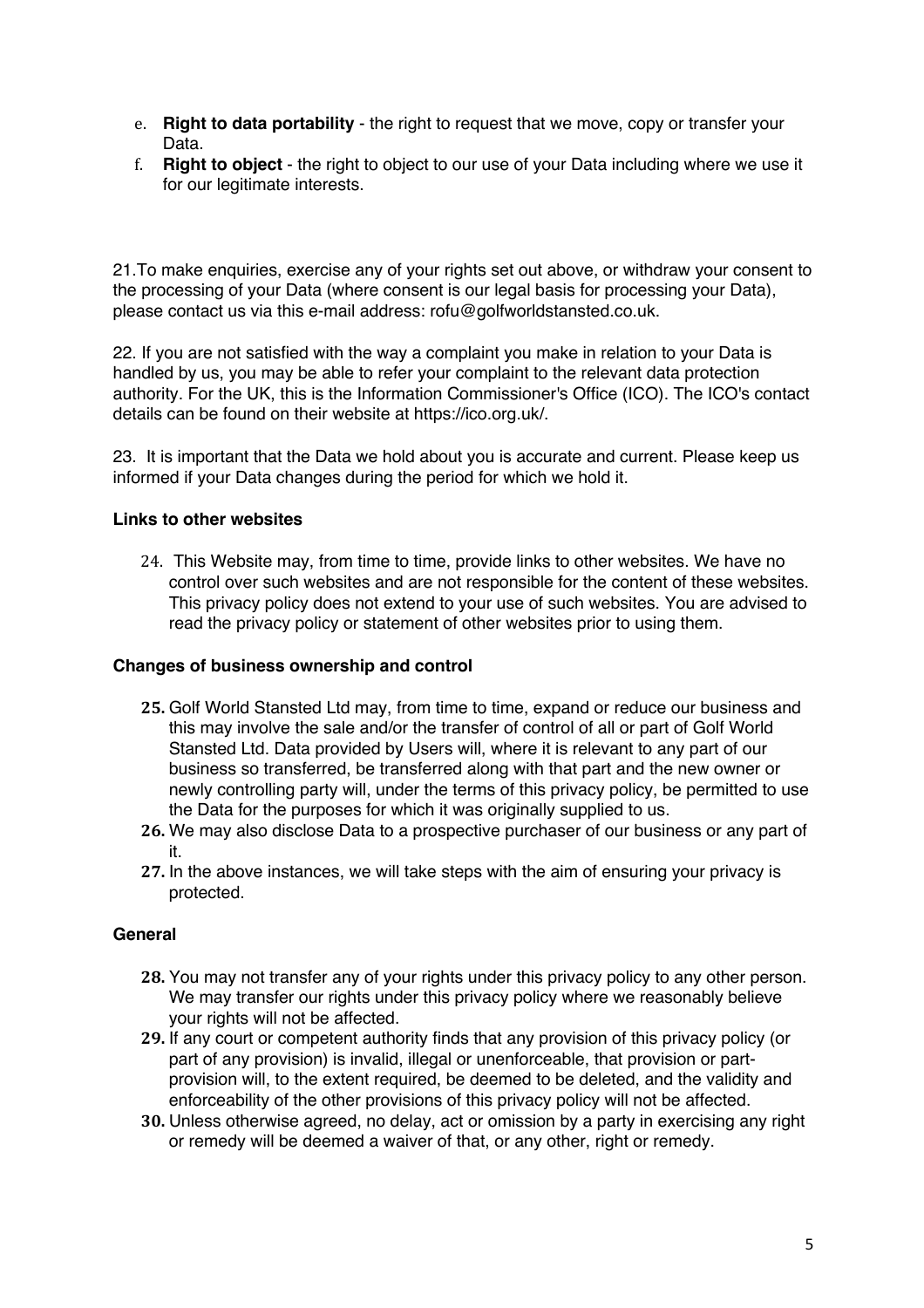e. **Right to data portability** - the right to request that we move, copy or transfer your Data.
f. **Right to object** - the right to object to our use of your Data including where we use it for our legitimate interests.

21.To make enquiries, exercise any of your rights set out above, or withdraw your consent to the processing of your Data (where consent is our legal basis for processing your Data), please contact us via this e-mail address: rofu@golfworldstansted.co.uk.

22. If you are not satisfied with the way a complaint you make in relation to your Data is handled by us, you may be able to refer your complaint to the relevant data protection authority. For the UK, this is the Information Commissioner's Office (ICO). The ICO's contact details can be found on their website at https://ico.org.uk/.

23. It is important that the Data we hold about you is accurate and current. Please keep us informed if your Data changes during the period for which we hold it.

**Links to other websites**

24. This Website may, from time to time, provide links to other websites. We have no control over such websites and are not responsible for the content of these websites. This privacy policy does not extend to your use of such websites. You are advised to read the privacy policy or statement of other websites prior to using them.

**Changes of business ownership and control**

25. Golf World Stansted Ltd may, from time to time, expand or reduce our business and this may involve the sale and/or the transfer of control of all or part of Golf World Stansted Ltd. Data provided by Users will, where it is relevant to any part of our business so transferred, be transferred along with that part and the new owner or newly controlling party will, under the terms of this privacy policy, be permitted to use the Data for the purposes for which it was originally supplied to us.
26. We may also disclose Data to a prospective purchaser of our business or any part of it.
27. In the above instances, we will take steps with the aim of ensuring your privacy is protected.

**General**

28. You may not transfer any of your rights under this privacy policy to any other person. We may transfer our rights under this privacy policy where we reasonably believe your rights will not be affected.
29. If any court or competent authority finds that any provision of this privacy policy (or part of any provision) is invalid, illegal or unenforceable, that provision or part-provision will, to the extent required, be deemed to be deleted, and the validity and enforceability of the other provisions of this privacy policy will not be affected.
30. Unless otherwise agreed, no delay, act or omission by a party in exercising any right or remedy will be deemed a waiver of that, or any other, right or remedy.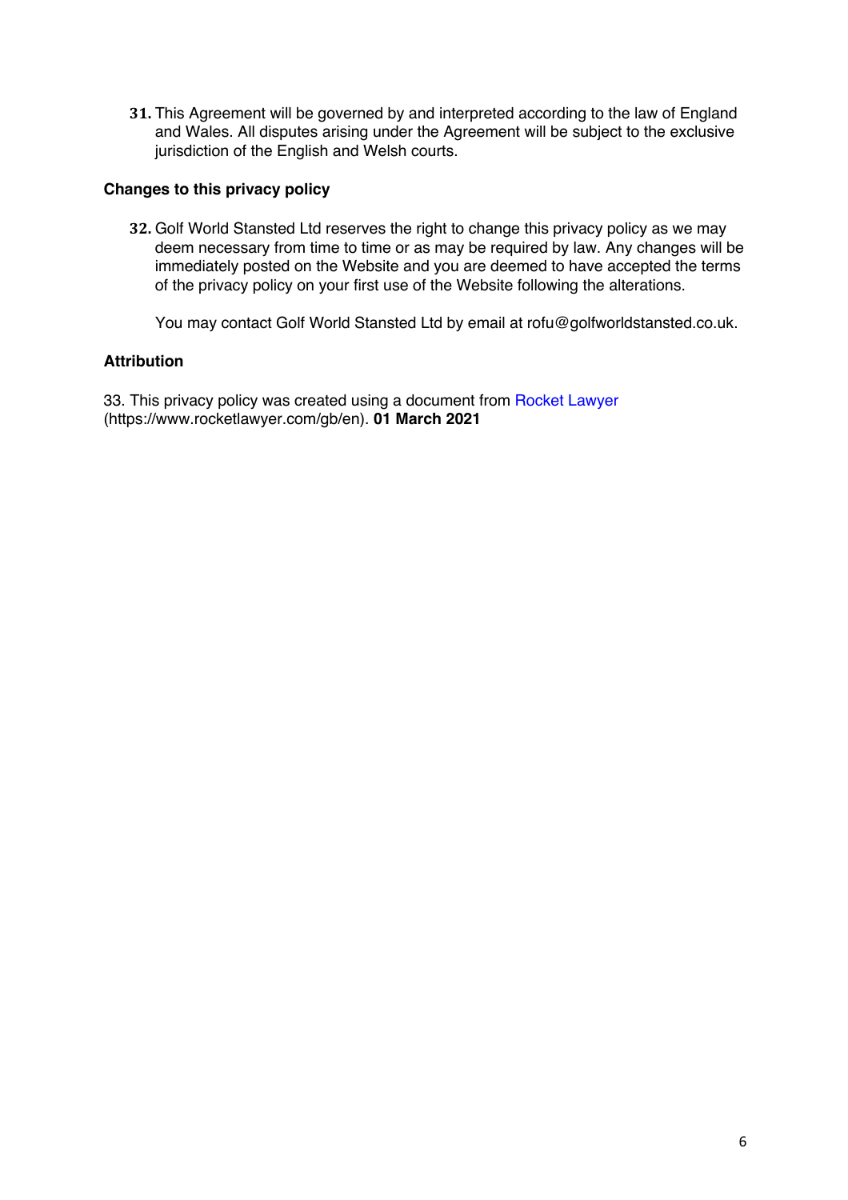31. This Agreement will be governed by and interpreted according to the law of England and Wales. All disputes arising under the Agreement will be subject to the exclusive jurisdiction of the English and Welsh courts.

**Changes to this privacy policy**

32. Golf World Stansted Ltd reserves the right to change this privacy policy as we may deem necessary from time to time or as may be required by law. Any changes will be immediately posted on the Website and you are deemed to have accepted the terms of the privacy policy on your first use of the Website following the alterations.

    You may contact Golf World Stansted Ltd by email at rofu@golfworldstansted.co.uk.

**Attribution**

33. This privacy policy was created using a document from Rocket Lawyer (https://www.rocketlawyer.com/gb/en). **01 March 2021**